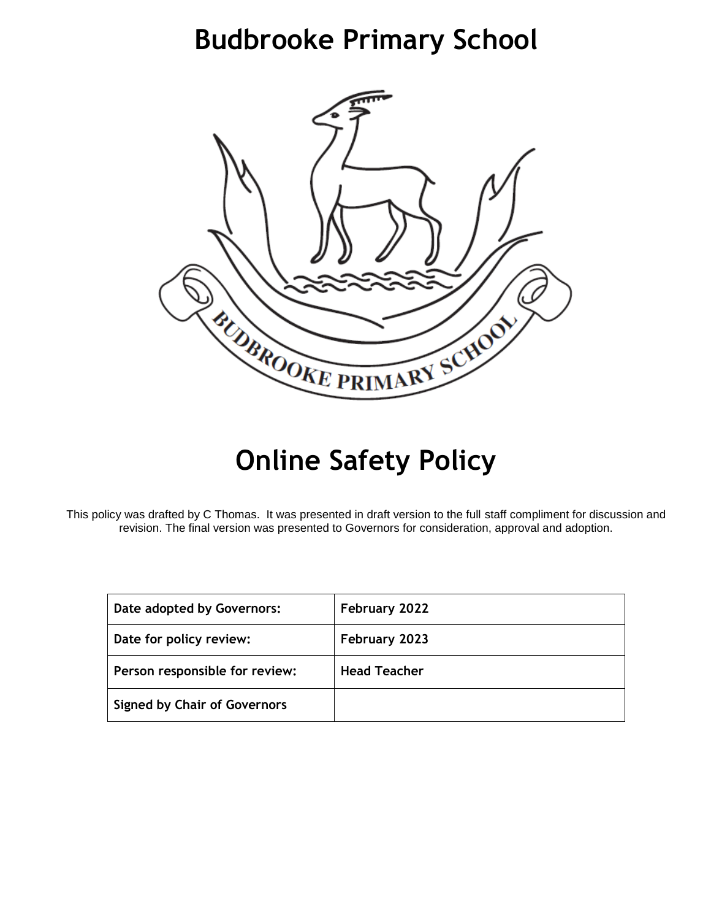# Budbrooke Primary School

# Online Safety Policy

This policy was drafted by C Thomas. It was presented in draft version to the full staff compliment for discussion and revision. The final version was presented to Governors for consideration, approval and adoption.

| **Date adopted by Governors:** | **February 2022** |
|---|---|
| **Date for policy review:** | **February 2023** |
| **Person responsible for review:** | **Head Teacher** |
| **Signed by Chair of Governors** | |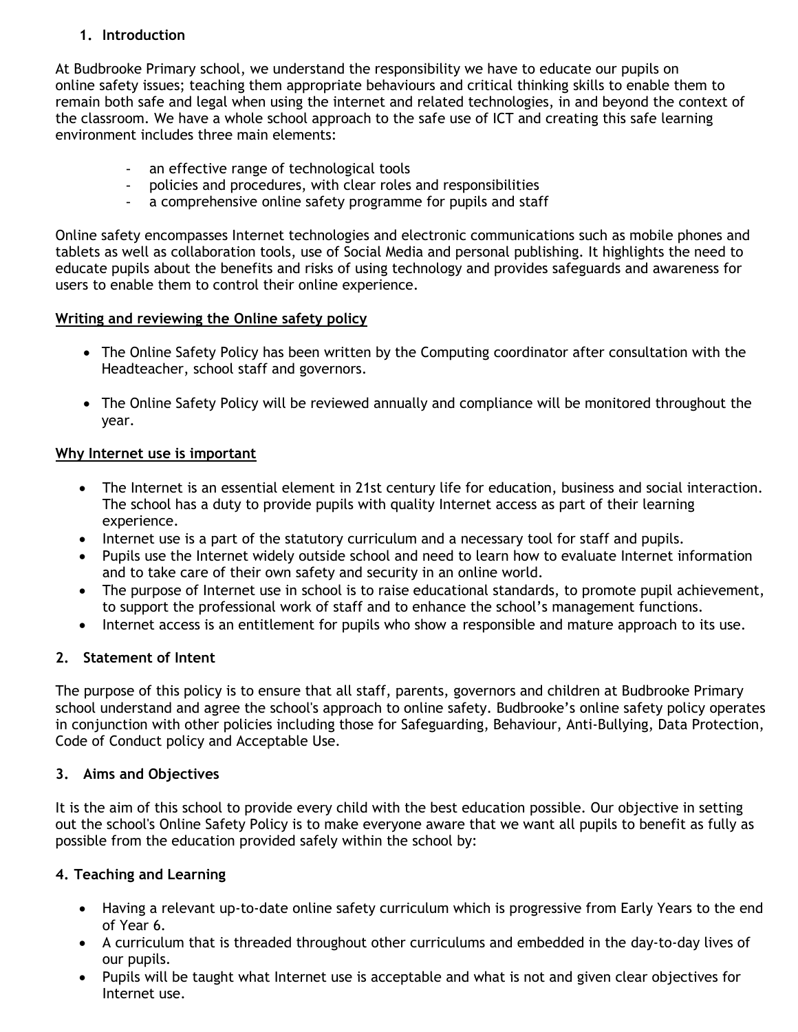## 1. Introduction

At Budbrooke Primary school, we understand the responsibility we have to educate our pupils on online safety issues; teaching them appropriate behaviours and critical thinking skills to enable them to remain both safe and legal when using the internet and related technologies, in and beyond the context of the classroom. We have a whole school approach to the safe use of ICT and creating this safe learning environment includes three main elements:

- an effective range of technological tools
- policies and procedures, with clear roles and responsibilities
- a comprehensive online safety programme for pupils and staff

Online safety encompasses Internet technologies and electronic communications such as mobile phones and tablets as well as collaboration tools, use of Social Media and personal publishing. It highlights the need to educate pupils about the benefits and risks of using technology and provides safeguards and awareness for users to enable them to control their online experience.

### Writing and reviewing the Online safety policy

- The Online Safety Policy has been written by the Computing coordinator after consultation with the Headteacher, school staff and governors.
- The Online Safety Policy will be reviewed annually and compliance will be monitored throughout the year.

### Why Internet use is important

- The Internet is an essential element in 21st century life for education, business and social interaction. The school has a duty to provide pupils with quality Internet access as part of their learning experience.
- Internet use is a part of the statutory curriculum and a necessary tool for staff and pupils.
- Pupils use the Internet widely outside school and need to learn how to evaluate Internet information and to take care of their own safety and security in an online world.
- The purpose of Internet use in school is to raise educational standards, to promote pupil achievement, to support the professional work of staff and to enhance the school's management functions.
- Internet access is an entitlement for pupils who show a responsible and mature approach to its use.

## 2. Statement of Intent

The purpose of this policy is to ensure that all staff, parents, governors and children at Budbrooke Primary school understand and agree the school's approach to online safety. Budbrooke's online safety policy operates in conjunction with other policies including those for Safeguarding, Behaviour, Anti-Bullying, Data Protection, Code of Conduct policy and Acceptable Use.

## 3. Aims and Objectives

It is the aim of this school to provide every child with the best education possible. Our objective in setting out the school's Online Safety Policy is to make everyone aware that we want all pupils to benefit as fully as possible from the education provided safely within the school by:

## 4. Teaching and Learning

- Having a relevant up-to-date online safety curriculum which is progressive from Early Years to the end of Year 6.
- A curriculum that is threaded throughout other curriculums and embedded in the day-to-day lives of our pupils.
- Pupils will be taught what Internet use is acceptable and what is not and given clear objectives for Internet use.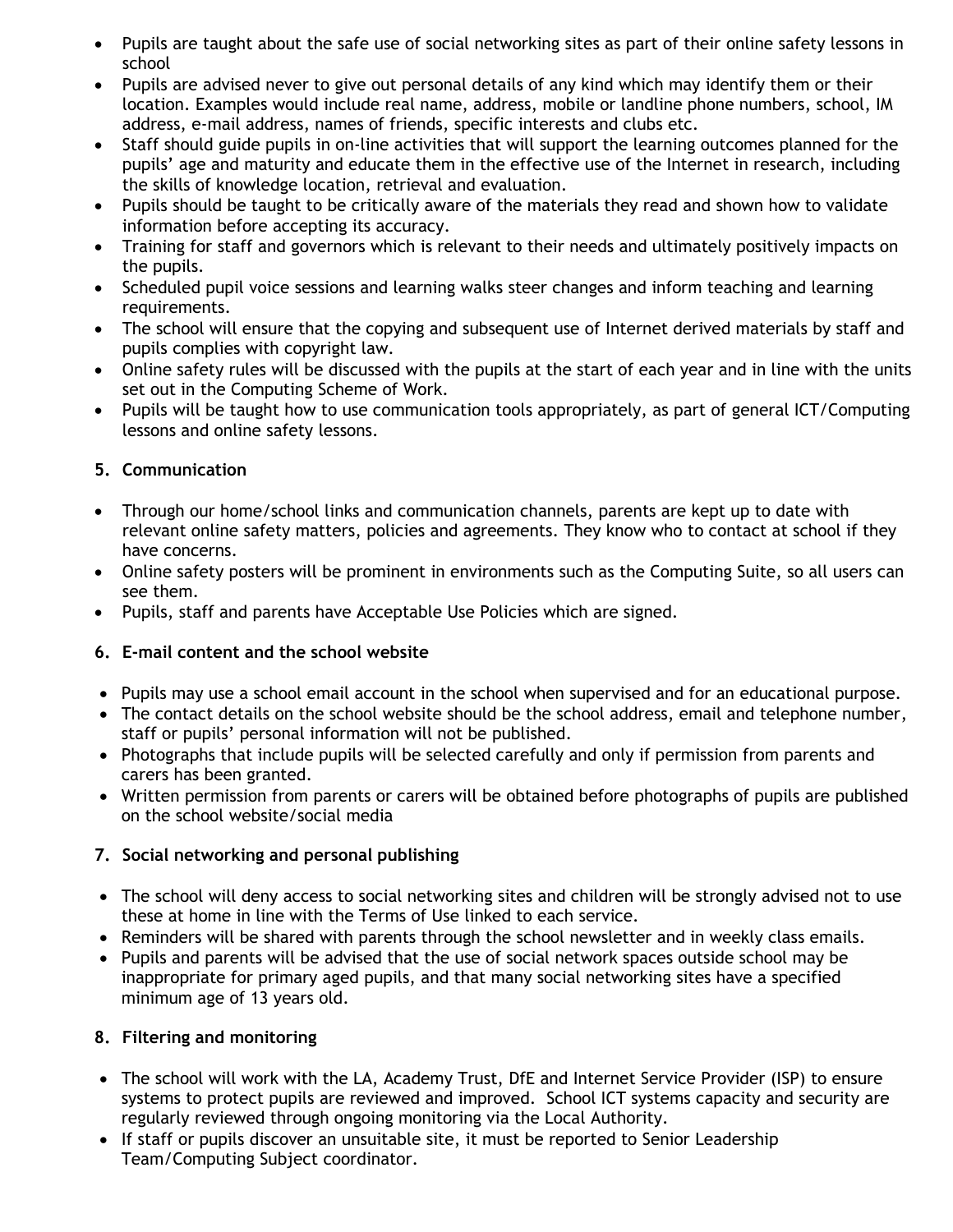- Pupils are taught about the safe use of social networking sites as part of their online safety lessons in school
- Pupils are advised never to give out personal details of any kind which may identify them or their location. Examples would include real name, address, mobile or landline phone numbers, school, IM address, e-mail address, names of friends, specific interests and clubs etc.
- Staff should guide pupils in on-line activities that will support the learning outcomes planned for the pupils' age and maturity and educate them in the effective use of the Internet in research, including the skills of knowledge location, retrieval and evaluation.
- Pupils should be taught to be critically aware of the materials they read and shown how to validate information before accepting its accuracy.
- Training for staff and governors which is relevant to their needs and ultimately positively impacts on the pupils.
- Scheduled pupil voice sessions and learning walks steer changes and inform teaching and learning requirements.
- The school will ensure that the copying and subsequent use of Internet derived materials by staff and pupils complies with copyright law.
- Online safety rules will be discussed with the pupils at the start of each year and in line with the units set out in the Computing Scheme of Work.
- Pupils will be taught how to use communication tools appropriately, as part of general ICT/Computing lessons and online safety lessons.

## 5. Communication

- Through our home/school links and communication channels, parents are kept up to date with relevant online safety matters, policies and agreements. They know who to contact at school if they have concerns.
- Online safety posters will be prominent in environments such as the Computing Suite, so all users can see them.
- Pupils, staff and parents have Acceptable Use Policies which are signed.

## 6. E-mail content and the school website

- Pupils may use a school email account in the school when supervised and for an educational purpose.
- The contact details on the school website should be the school address, email and telephone number, staff or pupils' personal information will not be published.
- Photographs that include pupils will be selected carefully and only if permission from parents and carers has been granted.
- Written permission from parents or carers will be obtained before photographs of pupils are published on the school website/social media

## 7. Social networking and personal publishing

- The school will deny access to social networking sites and children will be strongly advised not to use these at home in line with the Terms of Use linked to each service.
- Reminders will be shared with parents through the school newsletter and in weekly class emails.
- Pupils and parents will be advised that the use of social network spaces outside school may be inappropriate for primary aged pupils, and that many social networking sites have a specified minimum age of 13 years old.

## 8. Filtering and monitoring

- The school will work with the LA, Academy Trust, DfE and Internet Service Provider (ISP) to ensure systems to protect pupils are reviewed and improved. School ICT systems capacity and security are regularly reviewed through ongoing monitoring via the Local Authority.
- If staff or pupils discover an unsuitable site, it must be reported to Senior Leadership Team/Computing Subject coordinator.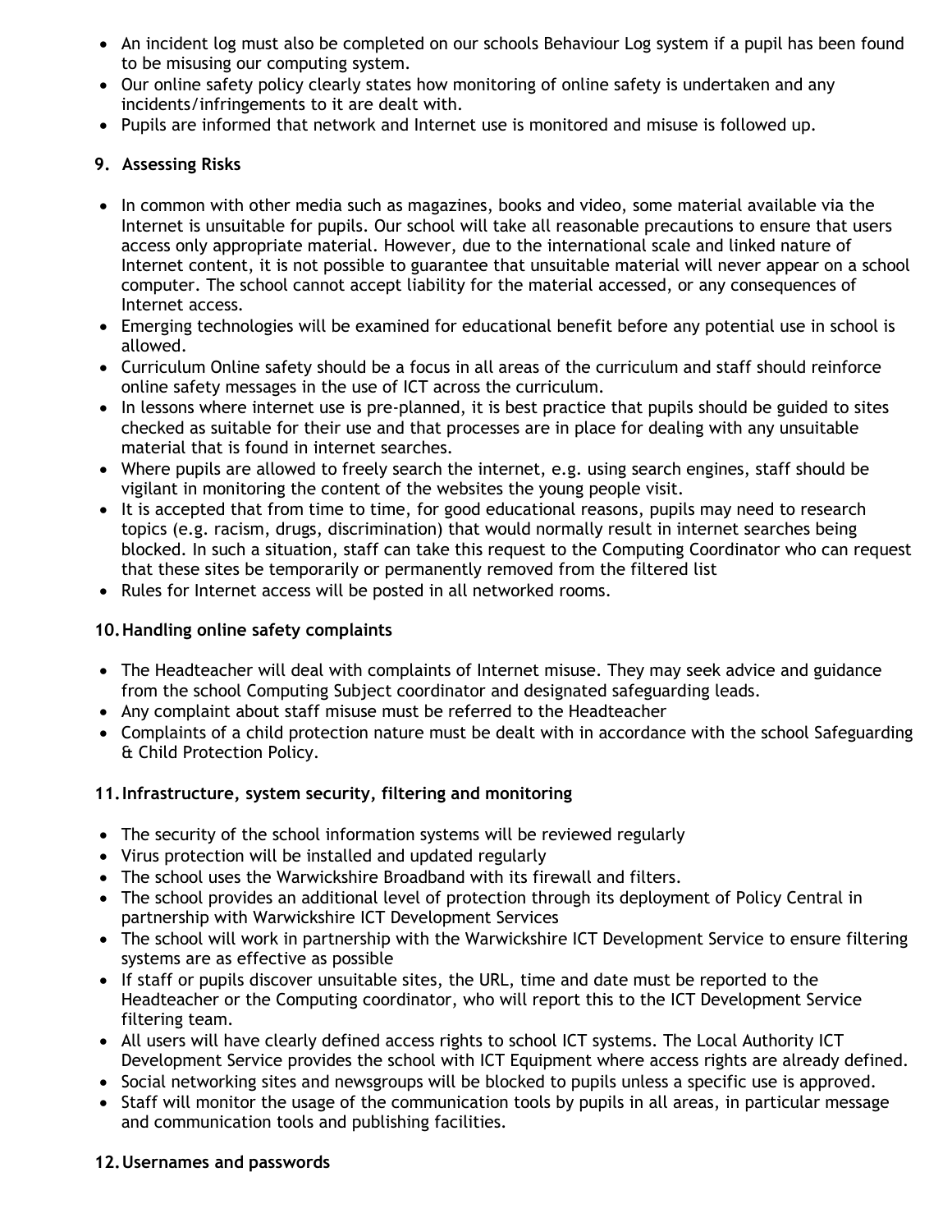- An incident log must also be completed on our schools Behaviour Log system if a pupil has been found to be misusing our computing system.
- Our online safety policy clearly states how monitoring of online safety is undertaken and any incidents/infringements to it are dealt with.
- Pupils are informed that network and Internet use is monitored and misuse is followed up.

## 9. Assessing Risks

- In common with other media such as magazines, books and video, some material available via the Internet is unsuitable for pupils. Our school will take all reasonable precautions to ensure that users access only appropriate material. However, due to the international scale and linked nature of Internet content, it is not possible to guarantee that unsuitable material will never appear on a school computer. The school cannot accept liability for the material accessed, or any consequences of Internet access.
- Emerging technologies will be examined for educational benefit before any potential use in school is allowed.
- Curriculum Online safety should be a focus in all areas of the curriculum and staff should reinforce online safety messages in the use of ICT across the curriculum.
- In lessons where internet use is pre-planned, it is best practice that pupils should be guided to sites checked as suitable for their use and that processes are in place for dealing with any unsuitable material that is found in internet searches.
- Where pupils are allowed to freely search the internet, e.g. using search engines, staff should be vigilant in monitoring the content of the websites the young people visit.
- It is accepted that from time to time, for good educational reasons, pupils may need to research topics (e.g. racism, drugs, discrimination) that would normally result in internet searches being blocked. In such a situation, staff can take this request to the Computing Coordinator who can request that these sites be temporarily or permanently removed from the filtered list
- Rules for Internet access will be posted in all networked rooms.

## 10. Handling online safety complaints

- The Headteacher will deal with complaints of Internet misuse. They may seek advice and guidance from the school Computing Subject coordinator and designated safeguarding leads.
- Any complaint about staff misuse must be referred to the Headteacher
- Complaints of a child protection nature must be dealt with in accordance with the school Safeguarding & Child Protection Policy.

## 11. Infrastructure, system security, filtering and monitoring

- The security of the school information systems will be reviewed regularly
- Virus protection will be installed and updated regularly
- The school uses the Warwickshire Broadband with its firewall and filters.
- The school provides an additional level of protection through its deployment of Policy Central in partnership with Warwickshire ICT Development Services
- The school will work in partnership with the Warwickshire ICT Development Service to ensure filtering systems are as effective as possible
- If staff or pupils discover unsuitable sites, the URL, time and date must be reported to the Headteacher or the Computing coordinator, who will report this to the ICT Development Service filtering team.
- All users will have clearly defined access rights to school ICT systems. The Local Authority ICT Development Service provides the school with ICT Equipment where access rights are already defined.
- Social networking sites and newsgroups will be blocked to pupils unless a specific use is approved.
- Staff will monitor the usage of the communication tools by pupils in all areas, in particular message and communication tools and publishing facilities.

## 12. Usernames and passwords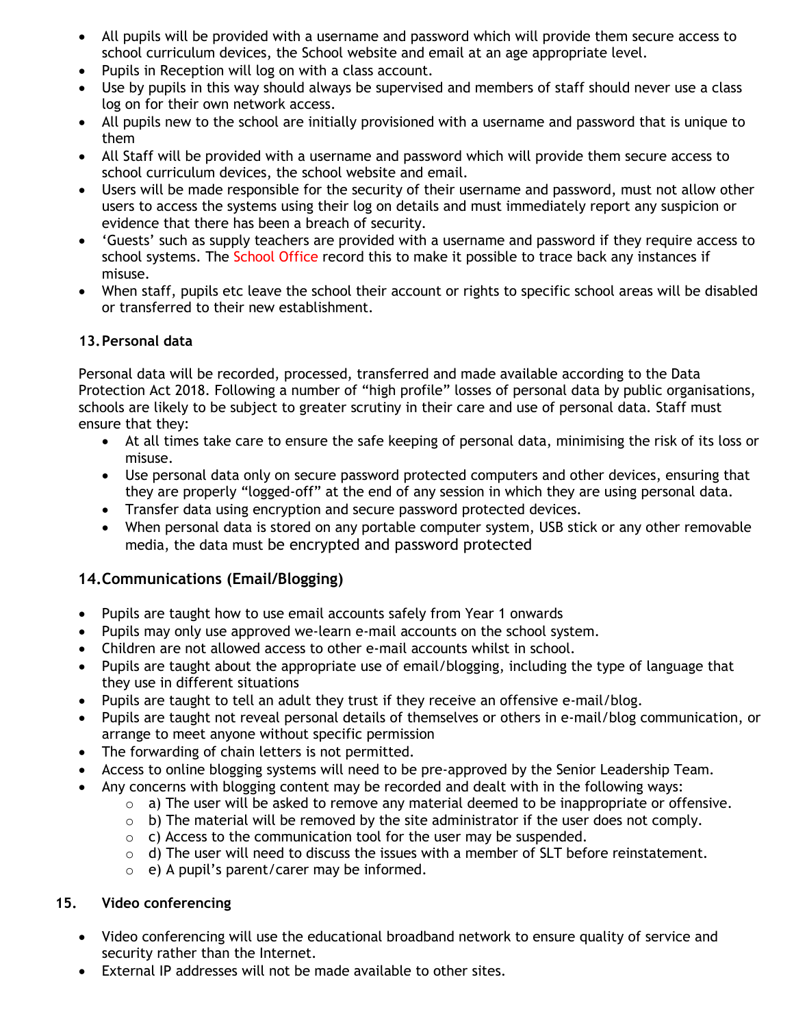- All pupils will be provided with a username and password which will provide them secure access to school curriculum devices, the School website and email at an age appropriate level.
- Pupils in Reception will log on with a class account.
- Use by pupils in this way should always be supervised and members of staff should never use a class log on for their own network access.
- All pupils new to the school are initially provisioned with a username and password that is unique to them
- All Staff will be provided with a username and password which will provide them secure access to school curriculum devices, the school website and email.
- Users will be made responsible for the security of their username and password, must not allow other users to access the systems using their log on details and must immediately report any suspicion or evidence that there has been a breach of security.
- ‘Guests’ such as supply teachers are provided with a username and password if they require access to school systems. The School Office record this to make it possible to trace back any instances if misuse.
- When staff, pupils etc leave the school their account or rights to specific school areas will be disabled or transferred to their new establishment.

### 13. Personal data

Personal data will be recorded, processed, transferred and made available according to the Data Protection Act 2018. Following a number of “high profile” losses of personal data by public organisations, schools are likely to be subject to greater scrutiny in their care and use of personal data. Staff must ensure that they:

- At all times take care to ensure the safe keeping of personal data, minimising the risk of its loss or misuse.
- Use personal data only on secure password protected computers and other devices, ensuring that they are properly “logged-off” at the end of any session in which they are using personal data.
- Transfer data using encryption and secure password protected devices.
- When personal data is stored on any portable computer system, USB stick or any other removable media, the data must be encrypted and password protected

### 14. Communications (Email/Blogging)

- Pupils are taught how to use email accounts safely from Year 1 onwards
- Pupils may only use approved we-learn e-mail accounts on the school system.
- Children are not allowed access to other e-mail accounts whilst in school.
- Pupils are taught about the appropriate use of email/blogging, including the type of language that they use in different situations
- Pupils are taught to tell an adult they trust if they receive an offensive e-mail/blog.
- Pupils are taught not reveal personal details of themselves or others in e-mail/blog communication, or arrange to meet anyone without specific permission
- The forwarding of chain letters is not permitted.
- Access to online blogging systems will need to be pre-approved by the Senior Leadership Team.
- Any concerns with blogging content may be recorded and dealt with in the following ways:
  - a) The user will be asked to remove any material deemed to be inappropriate or offensive.
  - b) The material will be removed by the site administrator if the user does not comply.
  - c) Access to the communication tool for the user may be suspended.
  - d) The user will need to discuss the issues with a member of SLT before reinstatement.
  - e) A pupil’s parent/carer may be informed.

### 15. Video conferencing

- Video conferencing will use the educational broadband network to ensure quality of service and security rather than the Internet.
- External IP addresses will not be made available to other sites.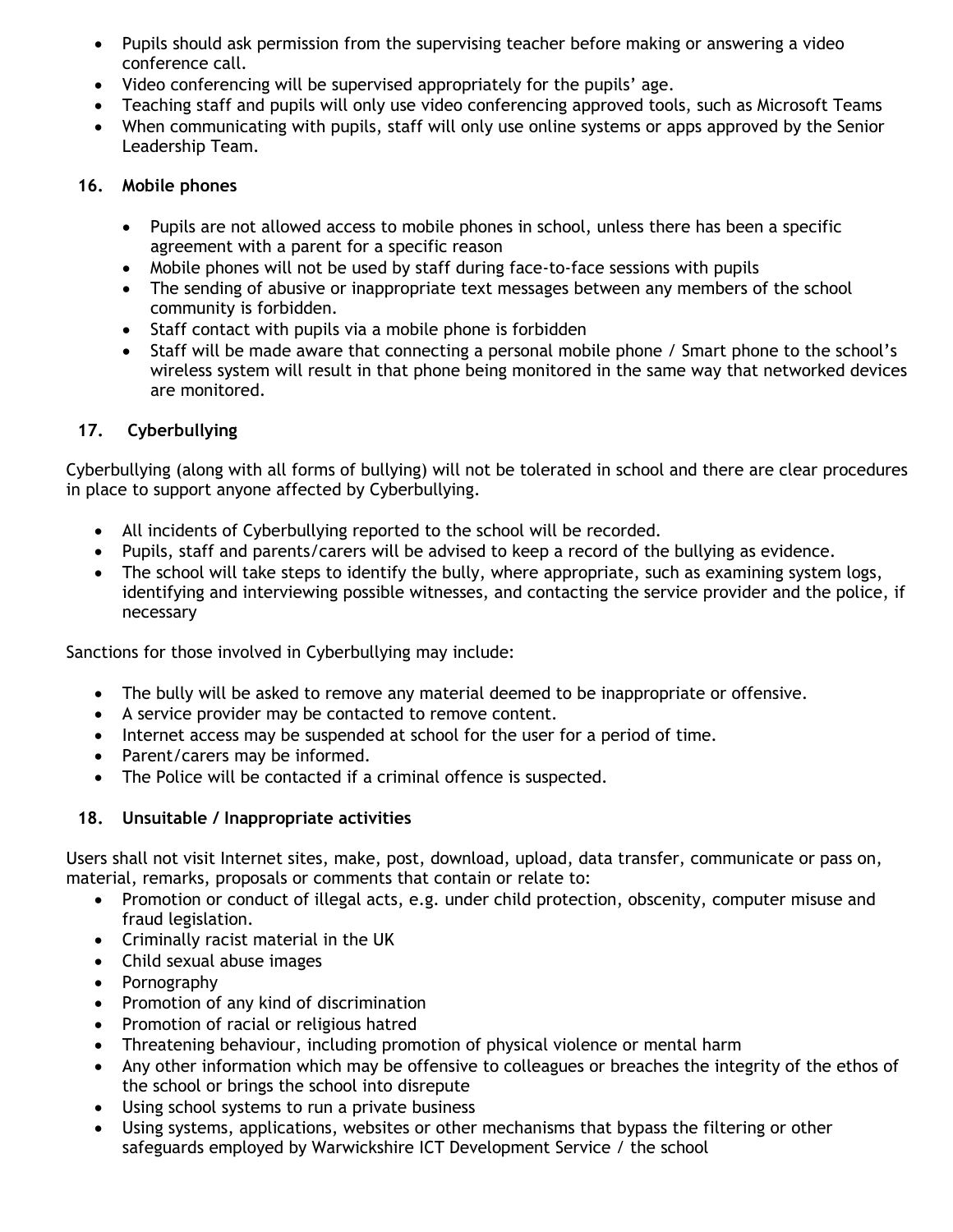- Pupils should ask permission from the supervising teacher before making or answering a video conference call.
- Video conferencing will be supervised appropriately for the pupils' age.
- Teaching staff and pupils will only use video conferencing approved tools, such as Microsoft Teams
- When communicating with pupils, staff will only use online systems or apps approved by the Senior Leadership Team.

## 16. Mobile phones

- Pupils are not allowed access to mobile phones in school, unless there has been a specific agreement with a parent for a specific reason
- Mobile phones will not be used by staff during face-to-face sessions with pupils
- The sending of abusive or inappropriate text messages between any members of the school community is forbidden.
- Staff contact with pupils via a mobile phone is forbidden
- Staff will be made aware that connecting a personal mobile phone / Smart phone to the school's wireless system will result in that phone being monitored in the same way that networked devices are monitored.

## 17. Cyberbullying

Cyberbullying (along with all forms of bullying) will not be tolerated in school and there are clear procedures in place to support anyone affected by Cyberbullying.

- All incidents of Cyberbullying reported to the school will be recorded.
- Pupils, staff and parents/carers will be advised to keep a record of the bullying as evidence.
- The school will take steps to identify the bully, where appropriate, such as examining system logs, identifying and interviewing possible witnesses, and contacting the service provider and the police, if necessary

Sanctions for those involved in Cyberbullying may include:

- The bully will be asked to remove any material deemed to be inappropriate or offensive.
- A service provider may be contacted to remove content.
- Internet access may be suspended at school for the user for a period of time.
- Parent/carers may be informed.
- The Police will be contacted if a criminal offence is suspected.

## 18. Unsuitable / Inappropriate activities

Users shall not visit Internet sites, make, post, download, upload, data transfer, communicate or pass on, material, remarks, proposals or comments that contain or relate to:

- Promotion or conduct of illegal acts, e.g. under child protection, obscenity, computer misuse and fraud legislation.
- Criminally racist material in the UK
- Child sexual abuse images
- Pornography
- Promotion of any kind of discrimination
- Promotion of racial or religious hatred
- Threatening behaviour, including promotion of physical violence or mental harm
- Any other information which may be offensive to colleagues or breaches the integrity of the ethos of the school or brings the school into disrepute
- Using school systems to run a private business
- Using systems, applications, websites or other mechanisms that bypass the filtering or other safeguards employed by Warwickshire ICT Development Service / the school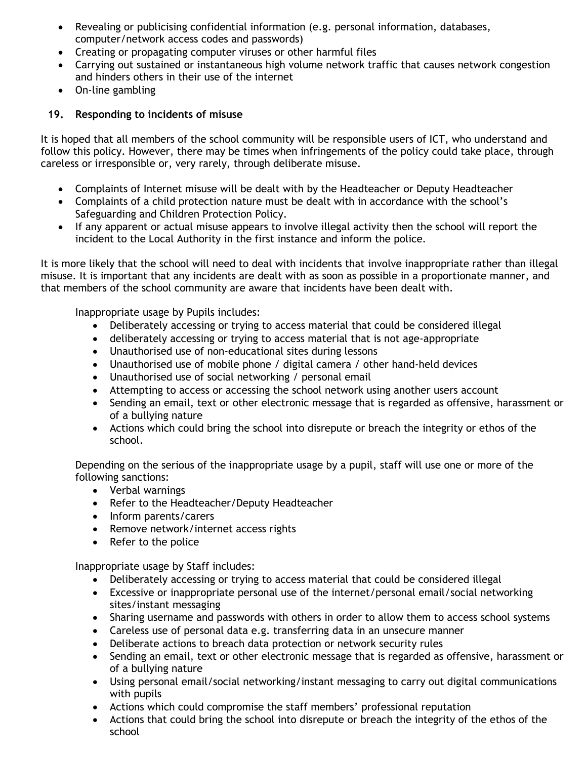- Revealing or publicising confidential information (e.g. personal information, databases, computer/network access codes and passwords)
- Creating or propagating computer viruses or other harmful files
- Carrying out sustained or instantaneous high volume network traffic that causes network congestion and hinders others in their use of the internet
- On-line gambling

## 19. Responding to incidents of misuse

It is hoped that all members of the school community will be responsible users of ICT, who understand and follow this policy. However, there may be times when infringements of the policy could take place, through careless or irresponsible or, very rarely, through deliberate misuse.

- Complaints of Internet misuse will be dealt with by the Headteacher or Deputy Headteacher
- Complaints of a child protection nature must be dealt with in accordance with the school's Safeguarding and Children Protection Policy.
- If any apparent or actual misuse appears to involve illegal activity then the school will report the incident to the Local Authority in the first instance and inform the police.

It is more likely that the school will need to deal with incidents that involve inappropriate rather than illegal misuse. It is important that any incidents are dealt with as soon as possible in a proportionate manner, and that members of the school community are aware that incidents have been dealt with.

Inappropriate usage by Pupils includes:

- Deliberately accessing or trying to access material that could be considered illegal
- deliberately accessing or trying to access material that is not age-appropriate
- Unauthorised use of non-educational sites during lessons
- Unauthorised use of mobile phone / digital camera / other hand-held devices
- Unauthorised use of social networking / personal email
- Attempting to access or accessing the school network using another users account
- Sending an email, text or other electronic message that is regarded as offensive, harassment or of a bullying nature
- Actions which could bring the school into disrepute or breach the integrity or ethos of the school.

Depending on the serious of the inappropriate usage by a pupil, staff will use one or more of the following sanctions:

- Verbal warnings
- Refer to the Headteacher/Deputy Headteacher
- Inform parents/carers
- Remove network/internet access rights
- Refer to the police

Inappropriate usage by Staff includes:

- Deliberately accessing or trying to access material that could be considered illegal
- Excessive or inappropriate personal use of the internet/personal email/social networking sites/instant messaging
- Sharing username and passwords with others in order to allow them to access school systems
- Careless use of personal data e.g. transferring data in an unsecure manner
- Deliberate actions to breach data protection or network security rules
- Sending an email, text or other electronic message that is regarded as offensive, harassment or of a bullying nature
- Using personal email/social networking/instant messaging to carry out digital communications with pupils
- Actions which could compromise the staff members' professional reputation
- Actions that could bring the school into disrepute or breach the integrity of the ethos of the school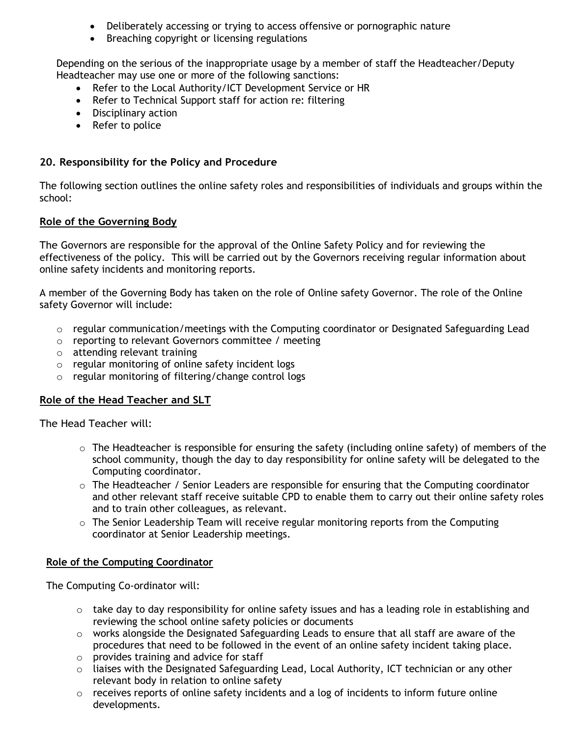- Deliberately accessing or trying to access offensive or pornographic nature
- Breaching copyright or licensing regulations

Depending on the serious of the inappropriate usage by a member of staff the Headteacher/Deputy Headteacher may use one or more of the following sanctions:

- Refer to the Local Authority/ICT Development Service or HR
- Refer to Technical Support staff for action re: filtering
- Disciplinary action
- Refer to police

## 20. Responsibility for the Policy and Procedure

The following section outlines the online safety roles and responsibilities of individuals and groups within the school:

### Role of the Governing Body

The Governors are responsible for the approval of the Online Safety Policy and for reviewing the effectiveness of the policy. This will be carried out by the Governors receiving regular information about online safety incidents and monitoring reports.

A member of the Governing Body has taken on the role of Online safety Governor. The role of the Online safety Governor will include:

- regular communication/meetings with the Computing coordinator or Designated Safeguarding Lead
- reporting to relevant Governors committee / meeting
- attending relevant training
- regular monitoring of online safety incident logs
- regular monitoring of filtering/change control logs

### Role of the Head Teacher and SLT

The Head Teacher will:

- The Headteacher is responsible for ensuring the safety (including online safety) of members of the school community, though the day to day responsibility for online safety will be delegated to the Computing coordinator.
- The Headteacher / Senior Leaders are responsible for ensuring that the Computing coordinator and other relevant staff receive suitable CPD to enable them to carry out their online safety roles and to train other colleagues, as relevant.
- The Senior Leadership Team will receive regular monitoring reports from the Computing coordinator at Senior Leadership meetings.

### Role of the Computing Coordinator

The Computing Co-ordinator will:

- take day to day responsibility for online safety issues and has a leading role in establishing and reviewing the school online safety policies or documents
- works alongside the Designated Safeguarding Leads to ensure that all staff are aware of the procedures that need to be followed in the event of an online safety incident taking place.
- provides training and advice for staff
- liaises with the Designated Safeguarding Lead, Local Authority, ICT technician or any other relevant body in relation to online safety
- receives reports of online safety incidents and a log of incidents to inform future online developments.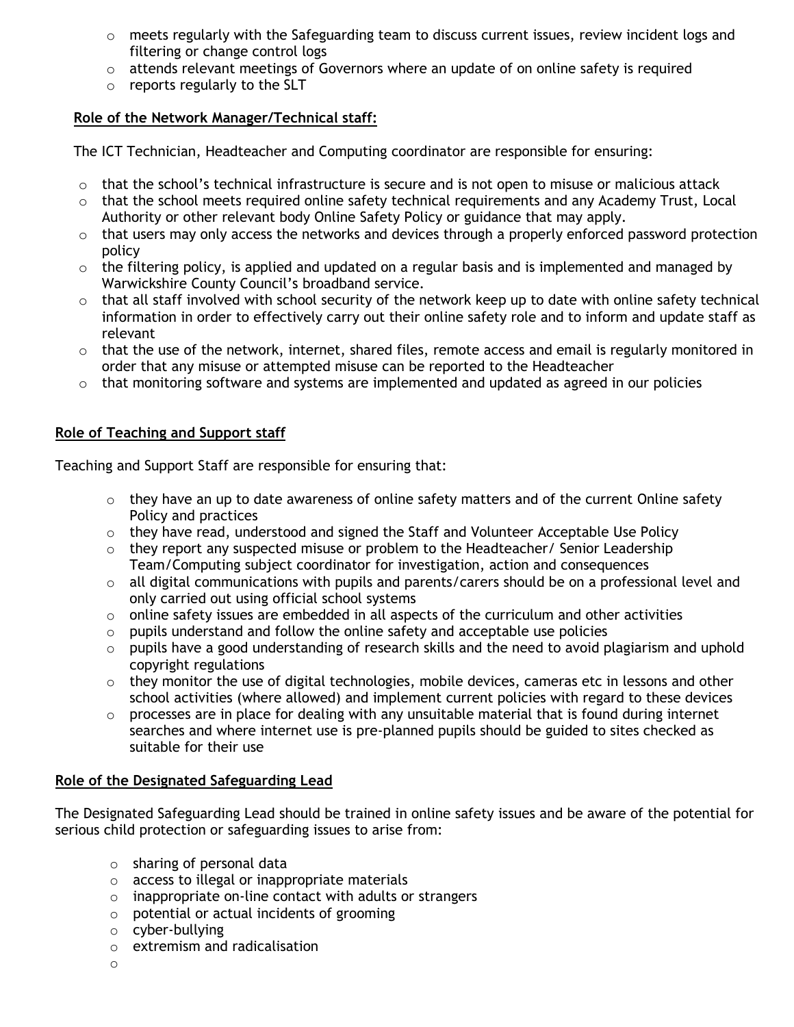- meets regularly with the Safeguarding team to discuss current issues, review incident logs and filtering or change control logs
- attends relevant meetings of Governors where an update of on online safety is required
- reports regularly to the SLT

**Role of the Network Manager/Technical staff:**

The ICT Technician, Headteacher and Computing coordinator are responsible for ensuring:

- that the school's technical infrastructure is secure and is not open to misuse or malicious attack
- that the school meets required online safety technical requirements and any Academy Trust, Local Authority or other relevant body Online Safety Policy or guidance that may apply.
- that users may only access the networks and devices through a properly enforced password protection policy
- the filtering policy, is applied and updated on a regular basis and is implemented and managed by Warwickshire County Council's broadband service.
- that all staff involved with school security of the network keep up to date with online safety technical information in order to effectively carry out their online safety role and to inform and update staff as relevant
- that the use of the network, internet, shared files, remote access and email is regularly monitored in order that any misuse or attempted misuse can be reported to the Headteacher
- that monitoring software and systems are implemented and updated as agreed in our policies

**Role of Teaching and Support staff**

Teaching and Support Staff are responsible for ensuring that:

- they have an up to date awareness of online safety matters and of the current Online safety Policy and practices
- they have read, understood and signed the Staff and Volunteer Acceptable Use Policy
- they report any suspected misuse or problem to the Headteacher/ Senior Leadership Team/Computing subject coordinator for investigation, action and consequences
- all digital communications with pupils and parents/carers should be on a professional level and only carried out using official school systems
- online safety issues are embedded in all aspects of the curriculum and other activities
- pupils understand and follow the online safety and acceptable use policies
- pupils have a good understanding of research skills and the need to avoid plagiarism and uphold copyright regulations
- they monitor the use of digital technologies, mobile devices, cameras etc in lessons and other school activities (where allowed) and implement current policies with regard to these devices
- processes are in place for dealing with any unsuitable material that is found during internet searches and where internet use is pre-planned pupils should be guided to sites checked as suitable for their use

**Role of the Designated Safeguarding Lead**

The Designated Safeguarding Lead should be trained in online safety issues and be aware of the potential for serious child protection or safeguarding issues to arise from:

- sharing of personal data
- access to illegal or inappropriate materials
- inappropriate on-line contact with adults or strangers
- potential or actual incidents of grooming
- cyber-bullying
- extremism and radicalisation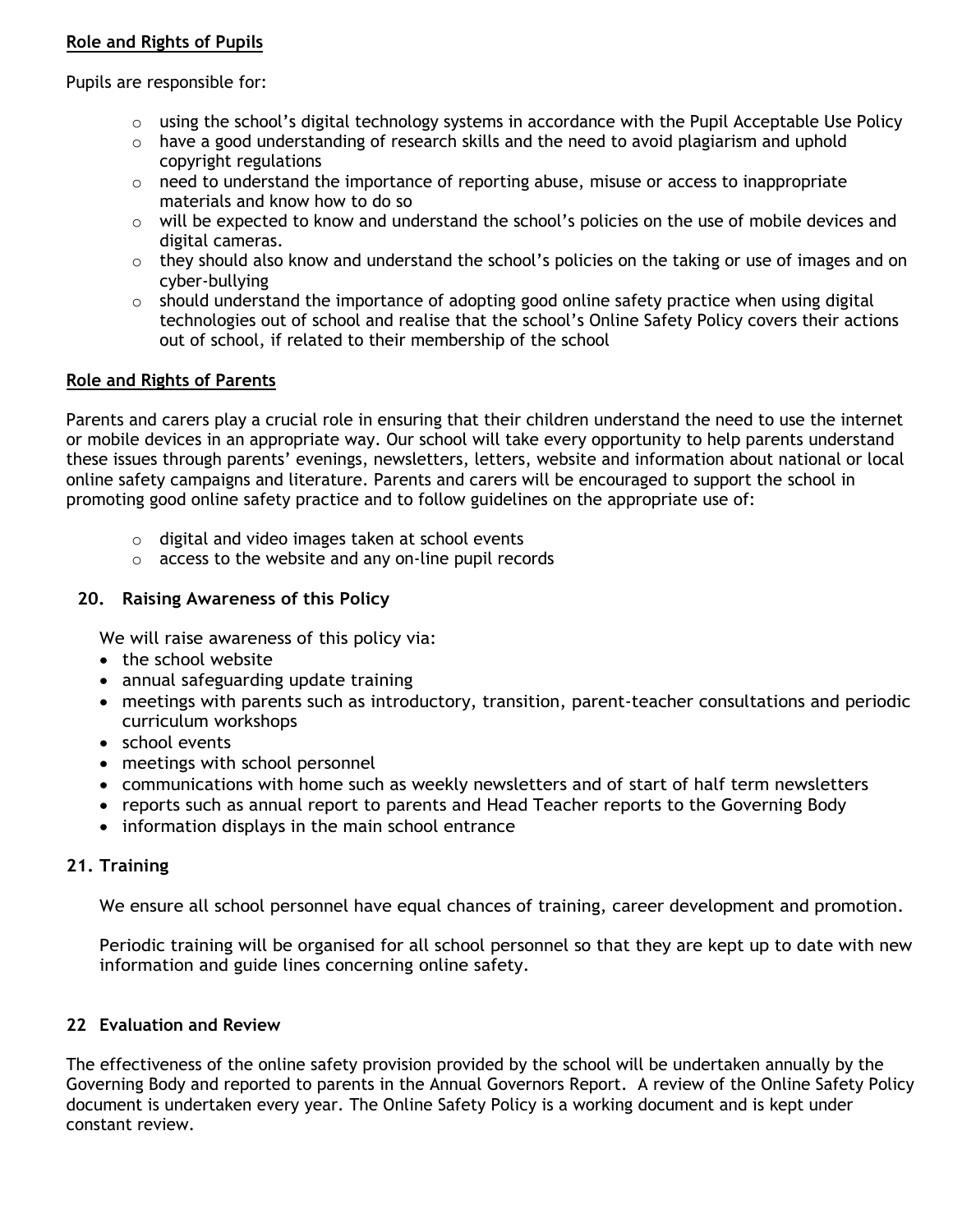**Role and Rights of Pupils**

Pupils are responsible for:

- using the school's digital technology systems in accordance with the Pupil Acceptable Use Policy
- have a good understanding of research skills and the need to avoid plagiarism and uphold copyright regulations
- need to understand the importance of reporting abuse, misuse or access to inappropriate materials and know how to do so
- will be expected to know and understand the school's policies on the use of mobile devices and digital cameras.
- they should also know and understand the school's policies on the taking or use of images and on cyber-bullying
- should understand the importance of adopting good online safety practice when using digital technologies out of school and realise that the school's Online Safety Policy covers their actions out of school, if related to their membership of the school

**Role and Rights of Parents**

Parents and carers play a crucial role in ensuring that their children understand the need to use the internet or mobile devices in an appropriate way. Our school will take every opportunity to help parents understand these issues through parents' evenings, newsletters, letters, website and information about national or local online safety campaigns and literature. Parents and carers will be encouraged to support the school in promoting good online safety practice and to follow guidelines on the appropriate use of:

- digital and video images taken at school events
- access to the website and any on-line pupil records

## 20. Raising Awareness of this Policy

We will raise awareness of this policy via:

- the school website
- annual safeguarding update training
- meetings with parents such as introductory, transition, parent-teacher consultations and periodic curriculum workshops
- school events
- meetings with school personnel
- communications with home such as weekly newsletters and of start of half term newsletters
- reports such as annual report to parents and Head Teacher reports to the Governing Body
- information displays in the main school entrance

## 21. Training

We ensure all school personnel have equal chances of training, career development and promotion.

Periodic training will be organised for all school personnel so that they are kept up to date with new information and guide lines concerning online safety.

## 22 Evaluation and Review

The effectiveness of the online safety provision provided by the school will be undertaken annually by the Governing Body and reported to parents in the Annual Governors Report. A review of the Online Safety Policy document is undertaken every year. The Online Safety Policy is a working document and is kept under constant review.